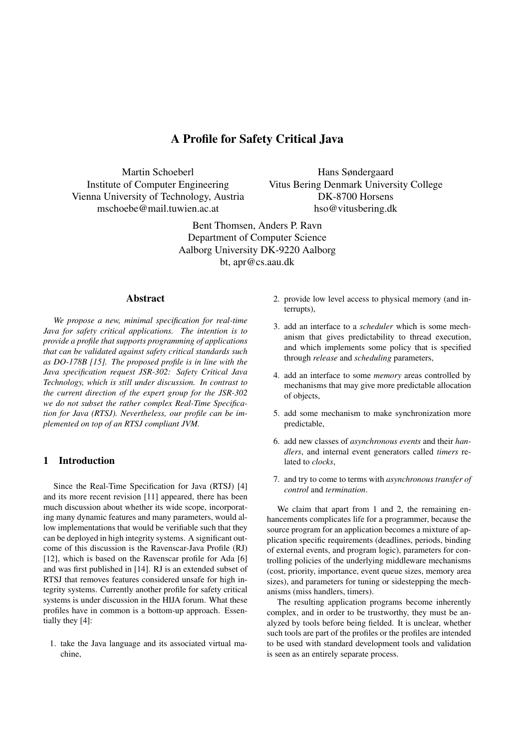# A Profile for Safety Critical Java

Martin Schoeberl
Institute of Computer Engineering
Vienna University of Technology, Austria
mschoebe@mail.tuwien.ac.at

Hans Søndergaard
Vitus Bering Denmark University College
DK-8700 Horsens
hso@vitusbering.dk

Bent Thomsen, Anders P. Ravn
Department of Computer Science
Aalborg University DK-9220 Aalborg
bt, apr@cs.aau.dk

## Abstract

*We propose a new, minimal specification for real-time Java for safety critical applications. The intention is to provide a profile that supports programming of applications that can be validated against safety critical standards such as DO-178B [15]. The proposed profile is in line with the Java specification request JSR-302: Safety Critical Java Technology, which is still under discussion. In contrast to the current direction of the expert group for the JSR-302 we do not subset the rather complex Real-Time Specification for Java (RTSJ). Nevertheless, our profile can be implemented on top of an RTSJ compliant JVM.*

## 1 Introduction

Since the Real-Time Specification for Java (RTSJ) [4] and its more recent revision [11] appeared, there has been much discussion about whether its wide scope, incorporating many dynamic features and many parameters, would allow implementations that would be verifiable such that they can be deployed in high integrity systems. A significant outcome of this discussion is the Ravenscar-Java Profile (RJ) [12], which is based on the Ravenscar profile for Ada [6] and was first published in [14]. RJ is an extended subset of RTSJ that removes features considered unsafe for high integrity systems. Currently another profile for safety critical systems is under discussion in the HIJA forum. What these profiles have in common is a bottom-up approach. Essentially they [4]:

1. take the Java language and its associated virtual machine,
2. provide low level access to physical memory (and interrupts),
3. add an interface to a *scheduler* which is some mechanism that gives predictability to thread execution, and which implements some policy that is specified through *release* and *scheduling* parameters,
4. add an interface to some *memory* areas controlled by mechanisms that may give more predictable allocation of objects,
5. add some mechanism to make synchronization more predictable,
6. add new classes of *asynchronous events* and their *handlers*, and internal event generators called *timers* related to *clocks*,
7. and try to come to terms with *asynchronous transfer of control* and *termination*.

We claim that apart from 1 and 2, the remaining enhancements complicates life for a programmer, because the source program for an application becomes a mixture of application specific requirements (deadlines, periods, binding of external events, and program logic), parameters for controlling policies of the underlying middleware mechanisms (cost, priority, importance, event queue sizes, memory area sizes), and parameters for tuning or sidestepping the mechanisms (miss handlers, timers).

The resulting application programs become inherently complex, and in order to be trustworthy, they must be analyzed by tools before being fielded. It is unclear, whether such tools are part of the profiles or the profiles are intended to be used with standard development tools and validation is seen as an entirely separate process.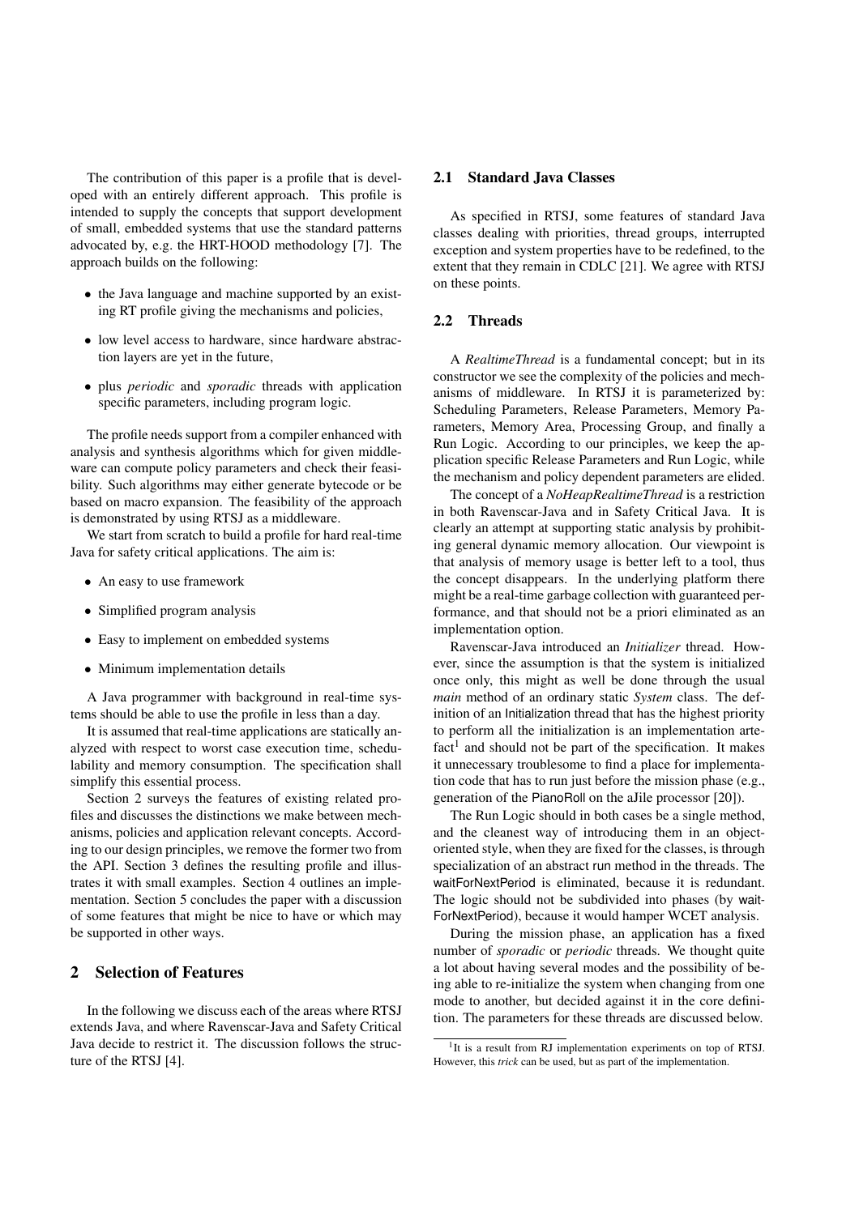The contribution of this paper is a profile that is developed with an entirely different approach. This profile is intended to supply the concepts that support development of small, embedded systems that use the standard patterns advocated by, e.g. the HRT-HOOD methodology [7]. The approach builds on the following:

- the Java language and machine supported by an existing RT profile giving the mechanisms and policies,
- low level access to hardware, since hardware abstraction layers are yet in the future,
- plus *periodic* and *sporadic* threads with application specific parameters, including program logic.

The profile needs support from a compiler enhanced with analysis and synthesis algorithms which for given middleware can compute policy parameters and check their feasibility. Such algorithms may either generate bytecode or be based on macro expansion. The feasibility of the approach is demonstrated by using RTSJ as a middleware.

We start from scratch to build a profile for hard real-time Java for safety critical applications. The aim is:

- An easy to use framework
- Simplified program analysis
- Easy to implement on embedded systems
- Minimum implementation details

A Java programmer with background in real-time systems should be able to use the profile in less than a day.

It is assumed that real-time applications are statically analyzed with respect to worst case execution time, schedulability and memory consumption. The specification shall simplify this essential process.

Section 2 surveys the features of existing related profiles and discusses the distinctions we make between mechanisms, policies and application relevant concepts. According to our design principles, we remove the former two from the API. Section 3 defines the resulting profile and illustrates it with small examples. Section 4 outlines an implementation. Section 5 concludes the paper with a discussion of some features that might be nice to have or which may be supported in other ways.

## 2 Selection of Features

In the following we discuss each of the areas where RTSJ extends Java, and where Ravenscar-Java and Safety Critical Java decide to restrict it. The discussion follows the structure of the RTSJ [4].

### 2.1 Standard Java Classes

As specified in RTSJ, some features of standard Java classes dealing with priorities, thread groups, interrupted exception and system properties have to be redefined, to the extent that they remain in CDLC [21]. We agree with RTSJ on these points.

### 2.2 Threads

A *RealtimeThread* is a fundamental concept; but in its constructor we see the complexity of the policies and mechanisms of middleware. In RTSJ it is parameterized by: Scheduling Parameters, Release Parameters, Memory Parameters, Memory Area, Processing Group, and finally a Run Logic. According to our principles, we keep the application specific Release Parameters and Run Logic, while the mechanism and policy dependent parameters are elided.

The concept of a *NoHeapRealtimeThread* is a restriction in both Ravenscar-Java and in Safety Critical Java. It is clearly an attempt at supporting static analysis by prohibiting general dynamic memory allocation. Our viewpoint is that analysis of memory usage is better left to a tool, thus the concept disappears. In the underlying platform there might be a real-time garbage collection with guaranteed performance, and that should not be a priori eliminated as an implementation option.

Ravenscar-Java introduced an *Initializer* thread. However, since the assumption is that the system is initialized once only, this might as well be done through the usual *main* method of an ordinary static *System* class. The definition of an Initialization thread that has the highest priority to perform all the initialization is an implementation artefact[1] and should not be part of the specification. It makes it unnecessary troublesome to find a place for implementation code that has to run just before the mission phase (e.g., generation of the PianoRoll on the aJile processor [20]).

The Run Logic should in both cases be a single method, and the cleanest way of introducing them in an object-oriented style, when they are fixed for the classes, is through specialization of an abstract run method in the threads. The waitForNextPeriod is eliminated, because it is redundant. The logic should not be subdivided into phases (by waitForNextPeriod), because it would hamper WCET analysis.

During the mission phase, an application has a fixed number of *sporadic* or *periodic* threads. We thought quite a lot about having several modes and the possibility of being able to re-initialize the system when changing from one mode to another, but decided against it in the core definition. The parameters for these threads are discussed below.

[1] It is a result from RJ implementation experiments on top of RTSJ. However, this *trick* can be used, but as part of the implementation.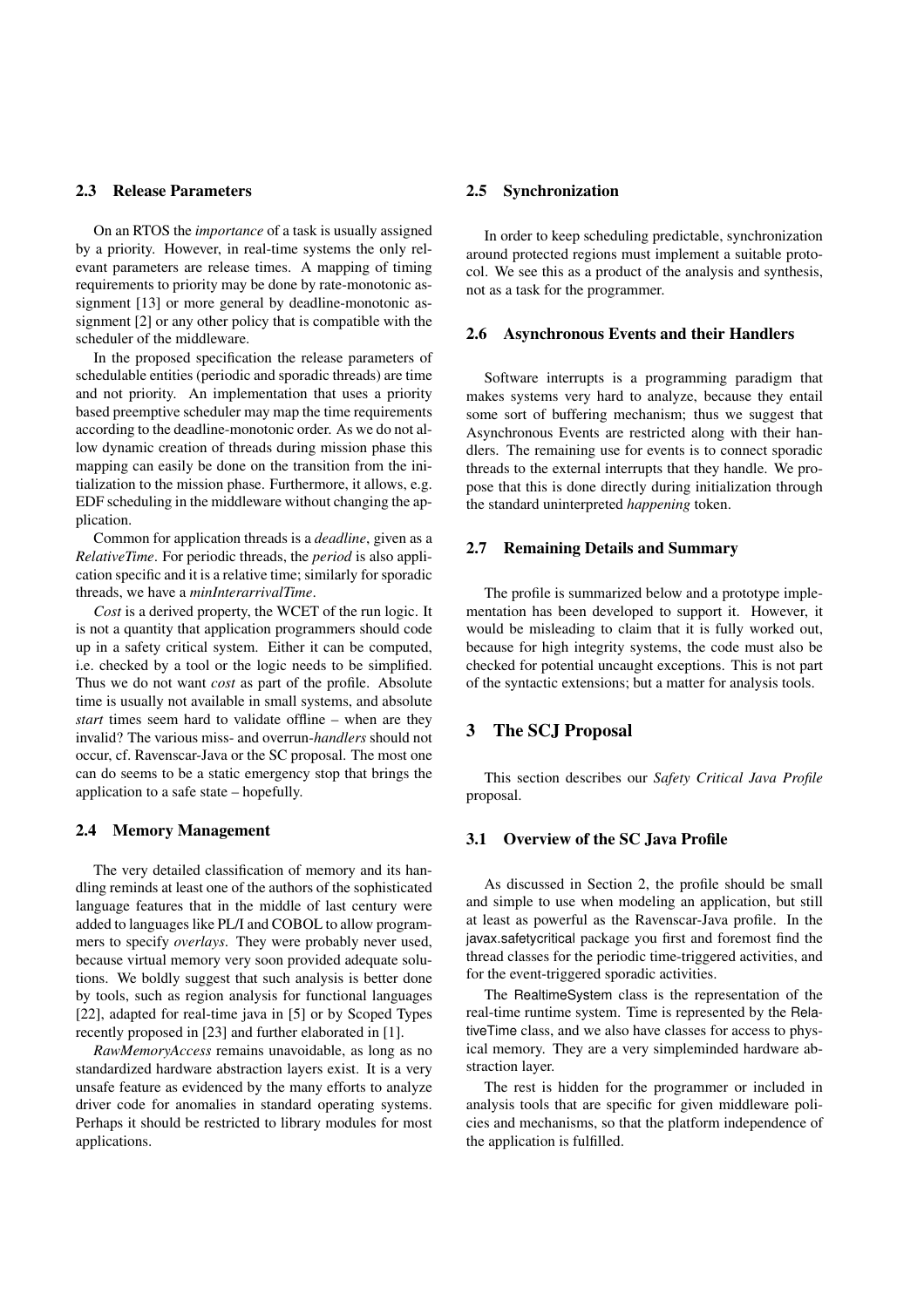### 2.3 Release Parameters

On an RTOS the *importance* of a task is usually assigned by a priority. However, in real-time systems the only relevant parameters are release times. A mapping of timing requirements to priority may be done by rate-monotonic assignment [13] or more general by deadline-monotonic assignment [2] or any other policy that is compatible with the scheduler of the middleware.

In the proposed specification the release parameters of schedulable entities (periodic and sporadic threads) are time and not priority. An implementation that uses a priority based preemptive scheduler may map the time requirements according to the deadline-monotonic order. As we do not allow dynamic creation of threads during mission phase this mapping can easily be done on the transition from the initialization to the mission phase. Furthermore, it allows, e.g. EDF scheduling in the middleware without changing the application.

Common for application threads is a *deadline*, given as a *RelativeTime*. For periodic threads, the *period* is also application specific and it is a relative time; similarly for sporadic threads, we have a *minInterarrivalTime*.

*Cost* is a derived property, the WCET of the run logic. It is not a quantity that application programmers should code up in a safety critical system. Either it can be computed, i.e. checked by a tool or the logic needs to be simplified. Thus we do not want *cost* as part of the profile. Absolute time is usually not available in small systems, and absolute *start* times seem hard to validate offline – when are they invalid? The various miss- and overrun-*handlers* should not occur, cf. Ravenscar-Java or the SC proposal. The most one can do seems to be a static emergency stop that brings the application to a safe state – hopefully.

### 2.4 Memory Management

The very detailed classification of memory and its handling reminds at least one of the authors of the sophisticated language features that in the middle of last century were added to languages like PL/I and COBOL to allow programmers to specify *overlays*. They were probably never used, because virtual memory very soon provided adequate solutions. We boldly suggest that such analysis is better done by tools, such as region analysis for functional languages [22], adapted for real-time java in [5] or by Scoped Types recently proposed in [23] and further elaborated in [1].

*RawMemoryAccess* remains unavoidable, as long as no standardized hardware abstraction layers exist. It is a very unsafe feature as evidenced by the many efforts to analyze driver code for anomalies in standard operating systems. Perhaps it should be restricted to library modules for most applications.

### 2.5 Synchronization

In order to keep scheduling predictable, synchronization around protected regions must implement a suitable protocol. We see this as a product of the analysis and synthesis, not as a task for the programmer.

### 2.6 Asynchronous Events and their Handlers

Software interrupts is a programming paradigm that makes systems very hard to analyze, because they entail some sort of buffering mechanism; thus we suggest that Asynchronous Events are restricted along with their handlers. The remaining use for events is to connect sporadic threads to the external interrupts that they handle. We propose that this is done directly during initialization through the standard uninterpreted *happening* token.

### 2.7 Remaining Details and Summary

The profile is summarized below and a prototype implementation has been developed to support it. However, it would be misleading to claim that it is fully worked out, because for high integrity systems, the code must also be checked for potential uncaught exceptions. This is not part of the syntactic extensions; but a matter for analysis tools.

## 3 The SCJ Proposal

This section describes our *Safety Critical Java Profile* proposal.

### 3.1 Overview of the SC Java Profile

As discussed in Section 2, the profile should be small and simple to use when modeling an application, but still at least as powerful as the Ravenscar-Java profile. In the javax.safetycritical package you first and foremost find the thread classes for the periodic time-triggered activities, and for the event-triggered sporadic activities.

The RealtimeSystem class is the representation of the real-time runtime system. Time is represented by the RelativeTime class, and we also have classes for access to physical memory. They are a very simpleminded hardware abstraction layer.

The rest is hidden for the programmer or included in analysis tools that are specific for given middleware policies and mechanisms, so that the platform independence of the application is fulfilled.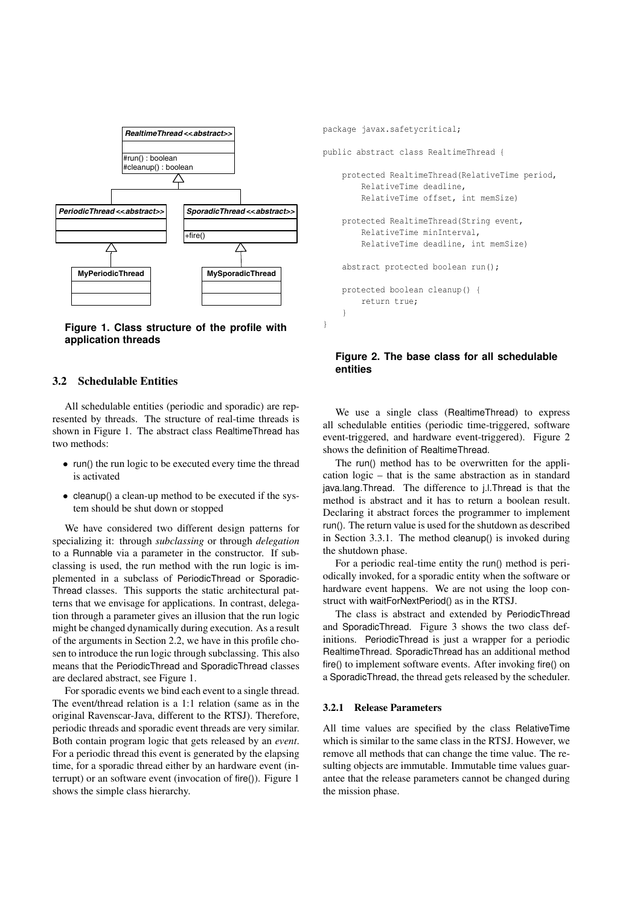**Figure 1. Class structure of the profile with application threads**

## 3.2 Schedulable Entities

All schedulable entities (periodic and sporadic) are represented by threads. The structure of real-time threads is shown in Figure 1. The abstract class RealtimeThread has two methods:

- run() the run logic to be executed every time the thread is activated
- cleanup() a clean-up method to be executed if the system should be shut down or stopped

We have considered two different design patterns for specializing it: through *subclassing* or through *delegation* to a Runnable via a parameter in the constructor. If subclassing is used, the run method with the run logic is implemented in a subclass of PeriodicThread or SporadicThread classes. This supports the static architectural patterns that we envisage for applications. In contrast, delegation through a parameter gives an illusion that the run logic might be changed dynamically during execution. As a result of the arguments in Section 2.2, we have in this profile chosen to introduce the run logic through subclassing. This also means that the PeriodicThread and SporadicThread classes are declared abstract, see Figure 1.

For sporadic events we bind each event to a single thread. The event/thread relation is a 1:1 relation (same as in the original Ravenscar-Java, different to the RTSJ). Therefore, periodic threads and sporadic event threads are very similar. Both contain program logic that gets released by an *event*. For a periodic thread this event is generated by the elapsing time, for a sporadic thread either by an hardware event (interrupt) or an software event (invocation of fire()). Figure 1 shows the simple class hierarchy.

```
package javax.safetycritical;

public abstract class RealtimeThread {

    protected RealtimeThread(RelativeTime period,
        RelativeTime deadline,
        RelativeTime offset, int memSize)

    protected RealtimeThread(String event,
        RelativeTime minInterval,
        RelativeTime deadline, int memSize)

    abstract protected boolean run();

    protected boolean cleanup() {
        return true;
    }
}
```

**Figure 2. The base class for all schedulable entities**

We use a single class (RealtimeThread) to express all schedulable entities (periodic time-triggered, software event-triggered, and hardware event-triggered). Figure 2 shows the definition of RealtimeThread.

The run() method has to be overwritten for the application logic – that is the same abstraction as in standard java.lang.Thread. The difference to j.l.Thread is that the method is abstract and it has to return a boolean result. Declaring it abstract forces the programmer to implement run(). The return value is used for the shutdown as described in Section 3.3.1. The method cleanup() is invoked during the shutdown phase.

For a periodic real-time entity the run() method is periodically invoked, for a sporadic entity when the software or hardware event happens. We are not using the loop construct with waitForNextPeriod() as in the RTSJ.

The class is abstract and extended by PeriodicThread and SporadicThread. Figure 3 shows the two class definitions. PeriodicThread is just a wrapper for a periodic RealtimeThread. SporadicThread has an additional method fire() to implement software events. After invoking fire() on a SporadicThread, the thread gets released by the scheduler.

### 3.2.1 Release Parameters

All time values are specified by the class RelativeTime which is similar to the same class in the RTSJ. However, we remove all methods that can change the time value. The resulting objects are immutable. Immutable time values guarantee that the release parameters cannot be changed during the mission phase.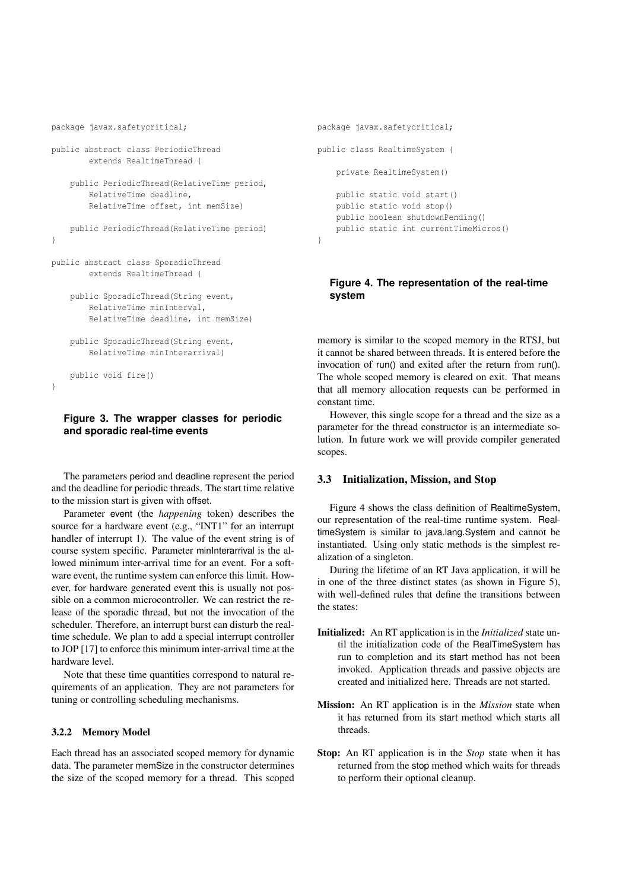```
package javax.safetycritical;

public abstract class PeriodicThread
        extends RealtimeThread {

    public PeriodicThread(RelativeTime period,
        RelativeTime deadline,
        RelativeTime offset, int memSize)

    public PeriodicThread(RelativeTime period)
}

public abstract class SporadicThread
        extends RealtimeThread {

    public SporadicThread(String event,
        RelativeTime minInterval,
        RelativeTime deadline, int memSize)

    public SporadicThread(String event,
        RelativeTime minInterarrival)

    public void fire()
}
```

**Figure 3. The wrapper classes for periodic and sporadic real-time events**

The parameters period and deadline represent the period and the deadline for periodic threads. The start time relative to the mission start is given with offset.

Parameter event (the *happening* token) describes the source for a hardware event (e.g., "INT1" for an interrupt handler of interrupt 1). The value of the event string is of course system specific. Parameter minInterarrival is the allowed minimum inter-arrival time for an event. For a software event, the runtime system can enforce this limit. However, for hardware generated event this is usually not possible on a common microcontroller. We can restrict the release of the sporadic thread, but not the invocation of the scheduler. Therefore, an interrupt burst can disturb the real-time schedule. We plan to add a special interrupt controller to JOP [17] to enforce this minimum inter-arrival time at the hardware level.

Note that these time quantities correspond to natural requirements of an application. They are not parameters for tuning or controlling scheduling mechanisms.

#### 3.2.2 Memory Model

Each thread has an associated scoped memory for dynamic data. The parameter memSize in the constructor determines the size of the scoped memory for a thread. This scoped memory is similar to the scoped memory in the RTSJ, but it cannot be shared between threads. It is entered before the invocation of run() and exited after the return from run(). The whole scoped memory is cleared on exit. That means that all memory allocation requests can be performed in constant time.

However, this single scope for a thread and the size as a parameter for the thread constructor is an intermediate solution. In future work we will provide compiler generated scopes.

```
package javax.safetycritical;

public class RealtimeSystem {

    private RealtimeSystem()

    public static void start()
    public static void stop()
    public boolean shutdownPending()
    public static int currentTimeMicros()
}
```

**Figure 4. The representation of the real-time system**

### 3.3 Initialization, Mission, and Stop

Figure 4 shows the class definition of RealtimeSystem, our representation of the real-time runtime system. RealtimeSystem is similar to java.lang.System and cannot be instantiated. Using only static methods is the simplest realization of a singleton.

During the lifetime of an RT Java application, it will be in one of the three distinct states (as shown in Figure 5), with well-defined rules that define the transitions between the states:

**Initialized:** An RT application is in the *Initialized* state until the initialization code of the RealTimeSystem has run to completion and its start method has not been invoked. Application threads and passive objects are created and initialized here. Threads are not started.

**Mission:** An RT application is in the *Mission* state when it has returned from its start method which starts all threads.

**Stop:** An RT application is in the *Stop* state when it has returned from the stop method which waits for threads to perform their optional cleanup.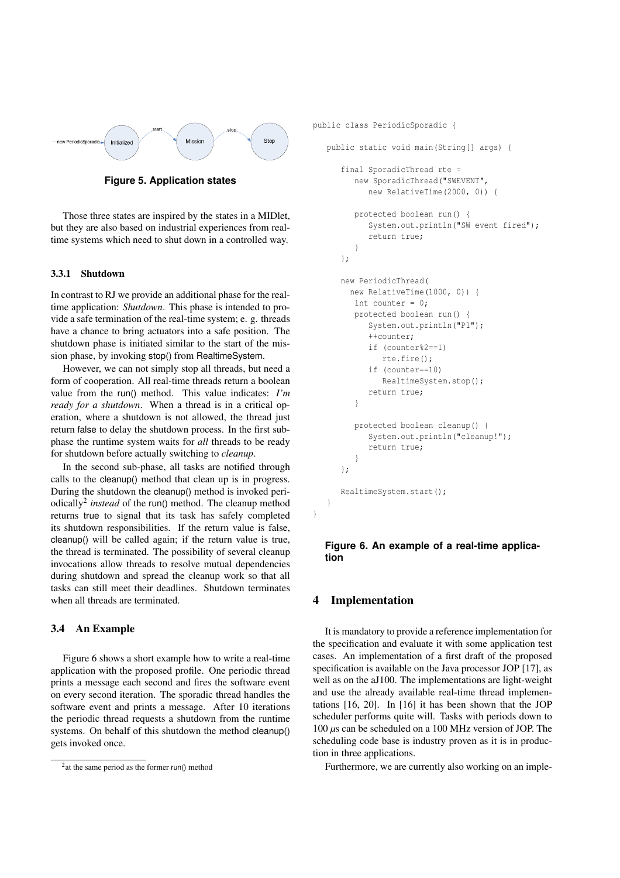Figure 5. Application states

Those three states are inspired by the states in a MIDlet, but they are also based on industrial experiences from real-time systems which need to shut down in a controlled way.

### 3.3.1 Shutdown

In contrast to RJ we provide an additional phase for the real-time application: *Shutdown*. This phase is intended to provide a safe termination of the real-time system; e. g. threads have a chance to bring actuators into a safe position. The shutdown phase is initiated similar to the start of the mission phase, by invoking stop() from RealtimeSystem.

However, we can not simply stop all threads, but need a form of cooperation. All real-time threads return a boolean value from the run() method. This value indicates: *I'm ready for a shutdown*. When a thread is in a critical operation, where a shutdown is not allowed, the thread just return false to delay the shutdown process. In the first sub-phase the runtime system waits for *all* threads to be ready for shutdown before actually switching to *cleanup*.

In the second sub-phase, all tasks are notified through calls to the cleanup() method that clean up is in progress. During the shutdown the cleanup() method is invoked periodically[2] *instead* of the run() method. The cleanup method returns true to signal that its task has safely completed its shutdown responsibilities. If the return value is false, cleanup() will be called again; if the return value is true, the thread is terminated. The possibility of several cleanup invocations allow threads to resolve mutual dependencies during shutdown and spread the cleanup work so that all tasks can still meet their deadlines. Shutdown terminates when all threads are terminated.

## 3.4 An Example

Figure 6 shows a short example how to write a real-time application with the proposed profile. One periodic thread prints a message each second and fires the software event on every second iteration. The sporadic thread handles the software event and prints a message. After 10 iterations the periodic thread requests a shutdown from the runtime systems. On behalf of this shutdown the method cleanup() gets invoked once.

[2] at the same period as the former run() method

```
public class PeriodicSporadic {

   public static void main(String[] args) {

      final SporadicThread rte =
         new SporadicThread("SWEVENT",
            new RelativeTime(2000, 0)) {

         protected boolean run() {
            System.out.println("SW event fired");
            return true;
         }
      };

      new PeriodicThread(
        new RelativeTime(1000, 0)) {
         int counter = 0;
         protected boolean run() {
            System.out.println("P1");
            ++counter;
            if (counter%2==1)
               rte.fire();
            if (counter==10)
               RealtimeSystem.stop();
            return true;
         }

         protected boolean cleanup() {
            System.out.println("cleanup!");
            return true;
         }
      };

      RealtimeSystem.start();
   }
}
```

Figure 6. An example of a real-time application

## 4 Implementation

It is mandatory to provide a reference implementation for the specification and evaluate it with some application test cases. An implementation of a first draft of the proposed specification is available on the Java processor JOP [17], as well as on the aJ100. The implementations are light-weight and use the already available real-time thread implementations [16, 20]. In [16] it has been shown that the JOP scheduler performs quite will. Tasks with periods down to 100 $\mu$s can be scheduled on a 100 MHz version of JOP. The scheduling code base is industry proven as it is in production in three applications.

Furthermore, we are currently also working on an imple-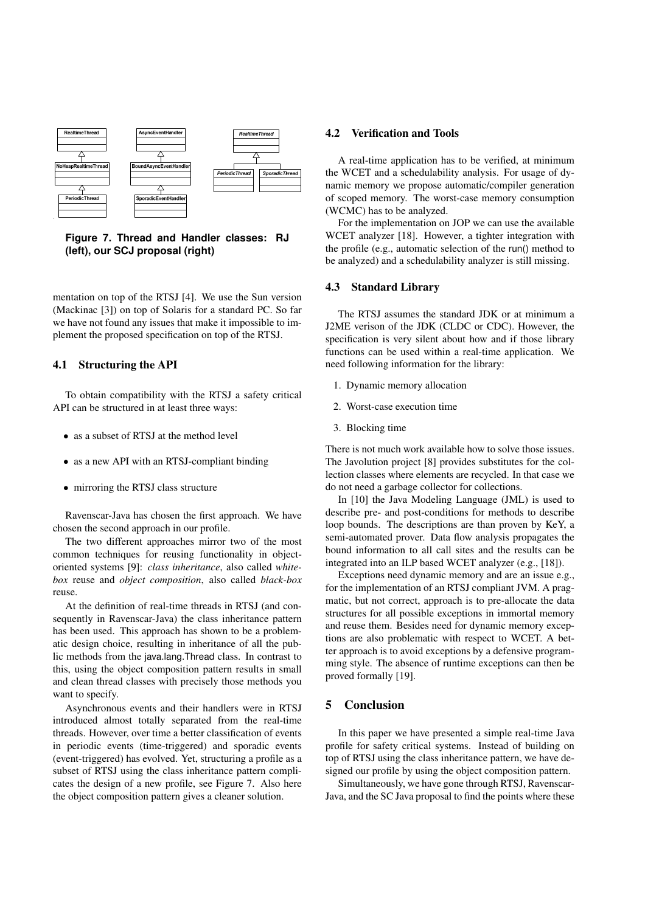Figure 7. Thread and Handler classes: RJ (left), our SCJ proposal (right)

mentation on top of the RTSJ [4]. We use the Sun version (Mackinac [3]) on top of Solaris for a standard PC. So far we have not found any issues that make it impossible to implement the proposed specification on top of the RTSJ.

### 4.1 Structuring the API

To obtain compatibility with the RTSJ a safety critical API can be structured in at least three ways:

- as a subset of RTSJ at the method level
- as a new API with an RTSJ-compliant binding
- mirroring the RTSJ class structure

Ravenscar-Java has chosen the first approach. We have chosen the second approach in our profile.

The two different approaches mirror two of the most common techniques for reusing functionality in object-oriented systems [9]: *class inheritance*, also called *white-box* reuse and *object composition*, also called *black-box* reuse.

At the definition of real-time threads in RTSJ (and consequently in Ravenscar-Java) the class inheritance pattern has been used. This approach has shown to be a problematic design choice, resulting in inheritance of all the public methods from the java.lang.Thread class. In contrast to this, using the object composition pattern results in small and clean thread classes with precisely those methods you want to specify.

Asynchronous events and their handlers were in RTSJ introduced almost totally separated from the real-time threads. However, over time a better classification of events in periodic events (time-triggered) and sporadic events (event-triggered) has evolved. Yet, structuring a profile as a subset of RTSJ using the class inheritance pattern complicates the design of a new profile, see Figure 7. Also here the object composition pattern gives a cleaner solution.

### 4.2 Verification and Tools

A real-time application has to be verified, at minimum the WCET and a schedulability analysis. For usage of dynamic memory we propose automatic/compiler generation of scoped memory. The worst-case memory consumption (WCMC) has to be analyzed.

For the implementation on JOP we can use the available WCET analyzer [18]. However, a tighter integration with the profile (e.g., automatic selection of the run() method to be analyzed) and a schedulability analyzer is still missing.

### 4.3 Standard Library

The RTSJ assumes the standard JDK or at minimum a J2ME verison of the JDK (CLDC or CDC). However, the specification is very silent about how and if those library functions can be used within a real-time application. We need following information for the library:

1. Dynamic memory allocation
2. Worst-case execution time
3. Blocking time

There is not much work available how to solve those issues. The Javolution project [8] provides substitutes for the collection classes where elements are recycled. In that case we do not need a garbage collector for collections.

In [10] the Java Modeling Language (JML) is used to describe pre- and post-conditions for methods to describe loop bounds. The descriptions are than proven by KeY, a semi-automated prover. Data flow analysis propagates the bound information to all call sites and the results can be integrated into an ILP based WCET analyzer (e.g., [18]).

Exceptions need dynamic memory and are an issue e.g., for the implementation of an RTSJ compliant JVM. A pragmatic, but not correct, approach is to pre-allocate the data structures for all possible exceptions in immortal memory and reuse them. Besides need for dynamic memory exceptions are also problematic with respect to WCET. A better approach is to avoid exceptions by a defensive programming style. The absence of runtime exceptions can then be proved formally [19].

## 5 Conclusion

In this paper we have presented a simple real-time Java profile for safety critical systems. Instead of building on top of RTSJ using the class inheritance pattern, we have designed our profile by using the object composition pattern.

Simultaneously, we have gone through RTSJ, Ravenscar-Java, and the SC Java proposal to find the points where these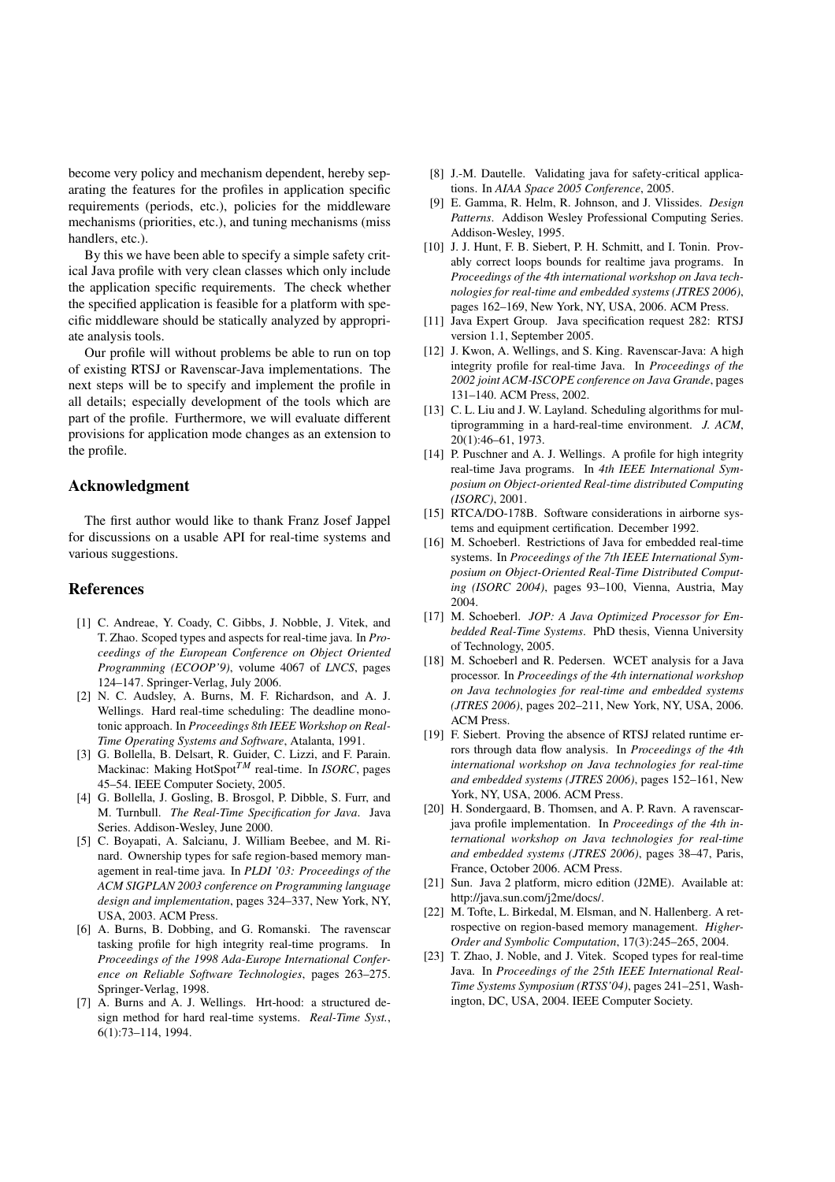become very policy and mechanism dependent, hereby separating the features for the profiles in application specific requirements (periods, etc.), policies for the middleware mechanisms (priorities, etc.), and tuning mechanisms (miss handlers, etc.).

By this we have been able to specify a simple safety critical Java profile with very clean classes which only include the application specific requirements. The check whether the specified application is feasible for a platform with specific middleware should be statically analyzed by appropriate analysis tools.

Our profile will without problems be able to run on top of existing RTSJ or Ravenscar-Java implementations. The next steps will be to specify and implement the profile in all details; especially development of the tools which are part of the profile. Furthermore, we will evaluate different provisions for application mode changes as an extension to the profile.

## Acknowledgment

The first author would like to thank Franz Josef Jappel for discussions on a usable API for real-time systems and various suggestions.

## References

[1] C. Andreae, Y. Coady, C. Gibbs, J. Nobble, J. Vitek, and T. Zhao. Scoped types and aspects for real-time java. In *Proceedings of the European Conference on Object Oriented Programming (ECOOP'9)*, volume 4067 of *LNCS*, pages 124–147. Springer-Verlag, July 2006.

[2] N. C. Audsley, A. Burns, M. F. Richardson, and A. J. Wellings. Hard real-time scheduling: The deadline monotonic approach. In *Proceedings 8th IEEE Workshop on Real-Time Operating Systems and Software*, Atalanta, 1991.

[3] G. Bollella, B. Delsart, R. Guider, C. Lizzi, and F. Parain. Mackinac: Making HotSpot$^{TM}$ real-time. In *ISORC*, pages 45–54. IEEE Computer Society, 2005.

[4] G. Bollella, J. Gosling, B. Brosgol, P. Dibble, S. Furr, and M. Turnbull. *The Real-Time Specification for Java*. Java Series. Addison-Wesley, June 2000.

[5] C. Boyapati, A. Salcianu, J. William Beebee, and M. Rinard. Ownership types for safe region-based memory management in real-time java. In *PLDI '03: Proceedings of the ACM SIGPLAN 2003 conference on Programming language design and implementation*, pages 324–337, New York, NY, USA, 2003. ACM Press.

[6] A. Burns, B. Dobbing, and G. Romanski. The ravenscar tasking profile for high integrity real-time programs. In *Proceedings of the 1998 Ada-Europe International Conference on Reliable Software Technologies*, pages 263–275. Springer-Verlag, 1998.

[7] A. Burns and A. J. Wellings. Hrt-hood: a structured design method for hard real-time systems. *Real-Time Syst.*, 6(1):73–114, 1994.

[8] J.-M. Dautelle. Validating java for safety-critical applications. In *AIAA Space 2005 Conference*, 2005.

[9] E. Gamma, R. Helm, R. Johnson, and J. Vlissides. *Design Patterns*. Addison Wesley Professional Computing Series. Addison-Wesley, 1995.

[10] J. J. Hunt, F. B. Siebert, P. H. Schmitt, and I. Tonin. Provably correct loops bounds for realtime java programs. In *Proceedings of the 4th international workshop on Java technologies for real-time and embedded systems (JTRES 2006)*, pages 162–169, New York, NY, USA, 2006. ACM Press.

[11] Java Expert Group. Java specification request 282: RTSJ version 1.1, September 2005.

[12] J. Kwon, A. Wellings, and S. King. Ravenscar-Java: A high integrity profile for real-time Java. In *Proceedings of the 2002 joint ACM-ISCOPE conference on Java Grande*, pages 131–140. ACM Press, 2002.

[13] C. L. Liu and J. W. Layland. Scheduling algorithms for multiprogramming in a hard-real-time environment. *J. ACM*, 20(1):46–61, 1973.

[14] P. Puschner and A. J. Wellings. A profile for high integrity real-time Java programs. In *4th IEEE International Symposium on Object-oriented Real-time distributed Computing (ISORC)*, 2001.

[15] RTCA/DO-178B. Software considerations in airborne systems and equipment certification. December 1992.

[16] M. Schoeberl. Restrictions of Java for embedded real-time systems. In *Proceedings of the 7th IEEE International Symposium on Object-Oriented Real-Time Distributed Computing (ISORC 2004)*, pages 93–100, Vienna, Austria, May 2004.

[17] M. Schoeberl. *JOP: A Java Optimized Processor for Embedded Real-Time Systems*. PhD thesis, Vienna University of Technology, 2005.

[18] M. Schoeberl and R. Pedersen. WCET analysis for a Java processor. In *Proceedings of the 4th international workshop on Java technologies for real-time and embedded systems (JTRES 2006)*, pages 202–211, New York, NY, USA, 2006. ACM Press.

[19] F. Siebert. Proving the absence of RTSJ related runtime errors through data flow analysis. In *Proceedings of the 4th international workshop on Java technologies for real-time and embedded systems (JTRES 2006)*, pages 152–161, New York, NY, USA, 2006. ACM Press.

[20] H. Sondergaard, B. Thomsen, and A. P. Ravn. A ravenscar-java profile implementation. In *Proceedings of the 4th international workshop on Java technologies for real-time and embedded systems (JTRES 2006)*, pages 38–47, Paris, France, October 2006. ACM Press.

[21] Sun. Java 2 platform, micro edition (J2ME). Available at: http://java.sun.com/j2me/docs/.

[22] M. Tofte, L. Birkedal, M. Elsman, and N. Hallenberg. A retrospective on region-based memory management. *Higher-Order and Symbolic Computation*, 17(3):245–265, 2004.

[23] T. Zhao, J. Noble, and J. Vitek. Scoped types for real-time Java. In *Proceedings of the 25th IEEE International Real-Time Systems Symposium (RTSS'04)*, pages 241–251, Washington, DC, USA, 2004. IEEE Computer Society.